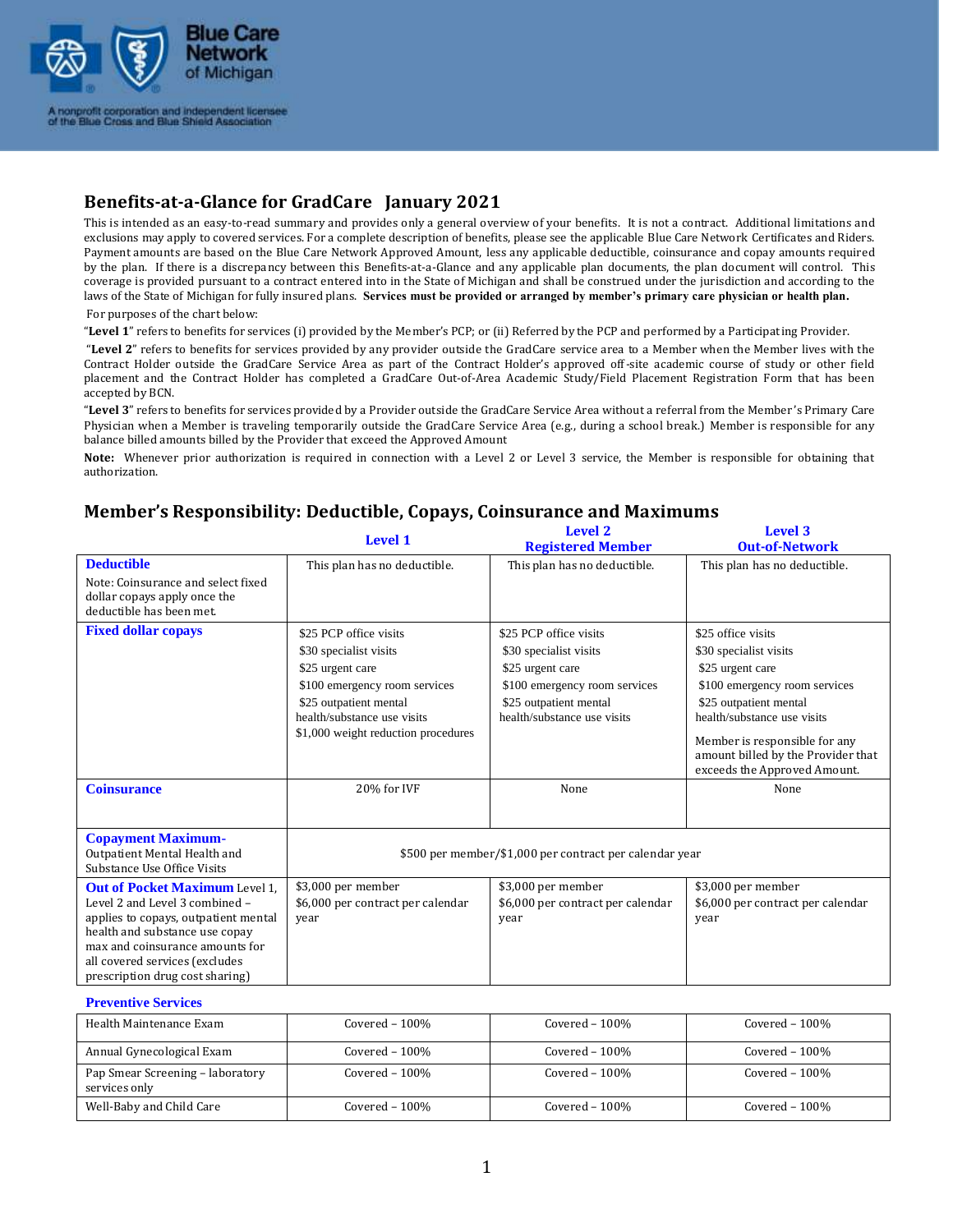Blue Care Network of Michigan

A nonprofit corporation and independent licensee of the Blue Cross and Blue Shield Association

# Benefits-at-a-Glance for GradCare January 2021

This is intended as an easy-to-read summary and provides only a general overview of your benefits. It is not a contract. Additional limitations and exclusions may apply to covered services. For a complete description of benefits, please see the applicable Blue Care Network Certificates and Riders. Payment amounts are based on the Blue Care Network Approved Amount, less any applicable deductible, coinsurance and copay amounts required by the plan. If there is a discrepancy between this Benefits-at-a-Glance and any applicable plan documents, the plan document will control. This coverage is provided pursuant to a contract entered into in the State of Michigan and shall be construed under the jurisdiction and according to the laws of the State of Michigan for fully insured plans. **Services must be provided or arranged by member's primary care physician or health plan.**

For purposes of the chart below:

"**Level 1**" refers to benefits for services (i) provided by the Member's PCP; or (ii) Referred by the PCP and performed by a Participating Provider.

"**Level 2**" refers to benefits for services provided by any provider outside the GradCare service area to a Member when the Member lives with the Contract Holder outside the GradCare Service Area as part of the Contract Holder's approved off-site academic course of study or other field placement and the Contract Holder has completed a GradCare Out-of-Area Academic Study/Field Placement Registration Form that has been accepted by BCN.

"**Level 3**" refers to benefits for services provided by a Provider outside the GradCare Service Area without a referral from the Member's Primary Care Physician when a Member is traveling temporarily outside the GradCare Service Area (e.g., during a school break.) Member is responsible for any balance billed amounts billed by the Provider that exceed the Approved Amount

**Note:** Whenever prior authorization is required in connection with a Level 2 or Level 3 service, the Member is responsible for obtaining that authorization.

## Member's Responsibility: Deductible, Copays, Coinsurance and Maximums

| | Level 1 | Level 2 Registered Member | Level 3 Out-of-Network |
|---|---|---|---|
| **Deductible**<br>Note: Coinsurance and select fixed dollar copays apply once the deductible has been met. | This plan has no deductible. | This plan has no deductible. | This plan has no deductible. |
| **Fixed dollar copays** | $25 PCP office visits<br>$30 specialist visits<br>$25 urgent care<br>$100 emergency room services<br>$25 outpatient mental health/substance use visits<br>$1,000 weight reduction procedures | $25 PCP office visits<br>$30 specialist visits<br>$25 urgent care<br>$100 emergency room services<br>$25 outpatient mental health/substance use visits | $25 office visits<br>$30 specialist visits<br>$25 urgent care<br>$100 emergency room services<br>$25 outpatient mental health/substance use visits<br>Member is responsible for any amount billed by the Provider that exceeds the Approved Amount. |
| **Coinsurance** | 20% for IVF | None | None |
| **Copayment Maximum-** Outpatient Mental Health and Substance Use Office Visits | $500 per member/$1,000 per contract per calendar year | | |
| **Out of Pocket Maximum** Level 1, Level 2 and Level 3 combined – applies to copays, outpatient mental health and substance use copay max and coinsurance amounts for all covered services (excludes prescription drug cost sharing) | $3,000 per member<br>$6,000 per contract per calendar year | $3,000 per member<br>$6,000 per contract per calendar year | $3,000 per member<br>$6,000 per contract per calendar year |
| **Preventive Services** | | | |
| Health Maintenance Exam | Covered – 100% | Covered – 100% | Covered – 100% |
| Annual Gynecological Exam | Covered – 100% | Covered – 100% | Covered – 100% |
| Pap Smear Screening – laboratory services only | Covered – 100% | Covered – 100% | Covered – 100% |
| Well-Baby and Child Care | Covered – 100% | Covered – 100% | Covered – 100% |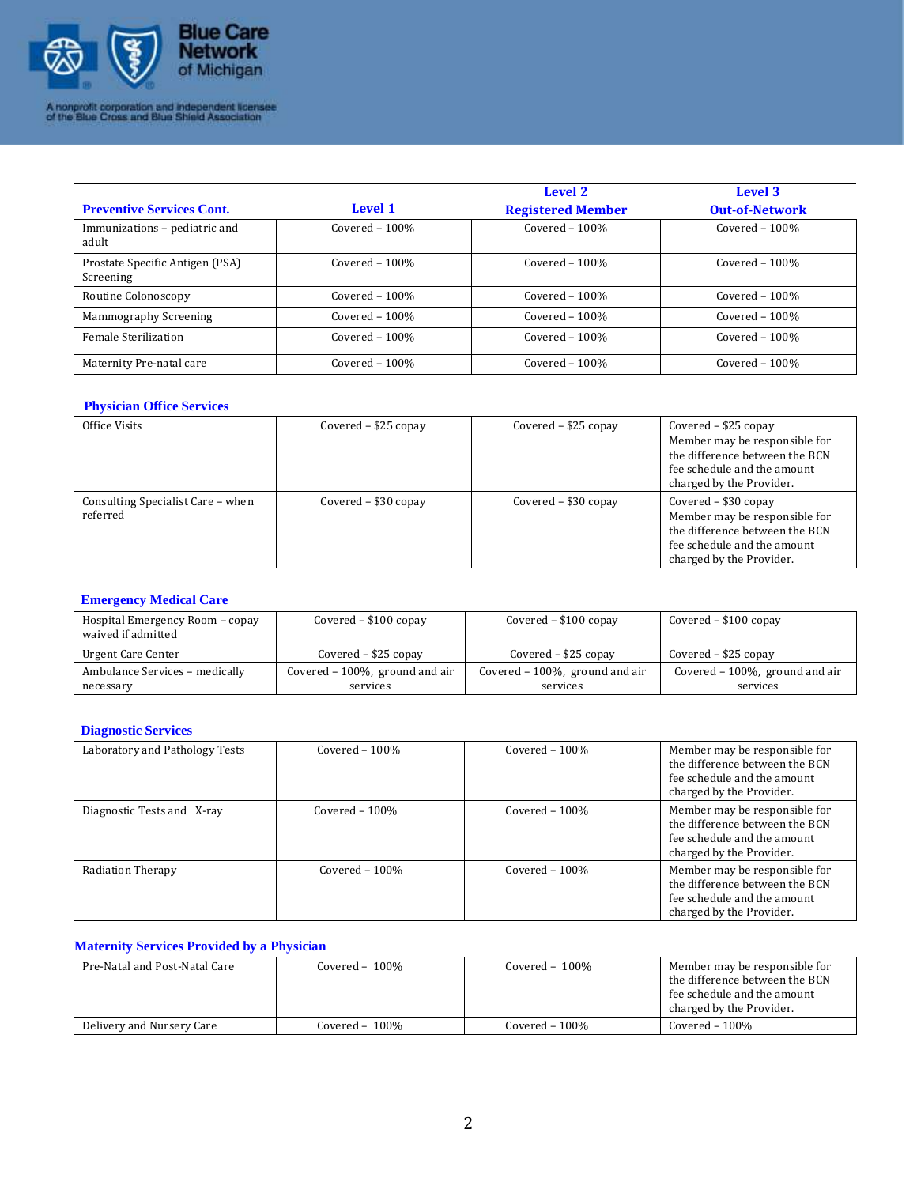Blue Care Network of Michigan

A nonprofit corporation and independent licensee of the Blue Cross and Blue Shield Association

| Preventive Services Cont. | Level 1 | Level 2 Registered Member | Level 3 Out-of-Network |
|---|---|---|---|
| Immunizations – pediatric and adult | Covered – 100% | Covered – 100% | Covered – 100% |
| Prostate Specific Antigen (PSA) Screening | Covered – 100% | Covered – 100% | Covered – 100% |
| Routine Colonoscopy | Covered – 100% | Covered – 100% | Covered – 100% |
| Mammography Screening | Covered – 100% | Covered – 100% | Covered – 100% |
| Female Sterilization | Covered – 100% | Covered – 100% | Covered – 100% |
| Maternity Pre-natal care | Covered – 100% | Covered – 100% | Covered – 100% |

### Physician Office Services

| Physician Office Services | Level 1 | Level 2 Registered Member | Level 3 Out-of-Network |
|---|---|---|---|
| Office Visits | Covered – $25 copay | Covered – $25 copay | Covered – $25 copay Member may be responsible for the difference between the BCN fee schedule and the amount charged by the Provider. |
| Consulting Specialist Care – when referred | Covered – $30 copay | Covered – $30 copay | Covered – $30 copay Member may be responsible for the difference between the BCN fee schedule and the amount charged by the Provider. |

### Emergency Medical Care

| Emergency Medical Care | Level 1 | Level 2 Registered Member | Level 3 Out-of-Network |
|---|---|---|---|
| Hospital Emergency Room – copay waived if admitted | Covered – $100 copay | Covered – $100 copay | Covered – $100 copay |
| Urgent Care Center | Covered – $25 copay | Covered – $25 copay | Covered – $25 copay |
| Ambulance Services – medically necessary | Covered – 100%, ground and air services | Covered – 100%, ground and air services | Covered – 100%, ground and air services |

### Diagnostic Services

| Diagnostic Services | Level 1 | Level 2 Registered Member | Level 3 Out-of-Network |
|---|---|---|---|
| Laboratory and Pathology Tests | Covered – 100% | Covered – 100% | Member may be responsible for the difference between the BCN fee schedule and the amount charged by the Provider. |
| Diagnostic Tests and X-ray | Covered – 100% | Covered – 100% | Member may be responsible for the difference between the BCN fee schedule and the amount charged by the Provider. |
| Radiation Therapy | Covered – 100% | Covered – 100% | Member may be responsible for the difference between the BCN fee schedule and the amount charged by the Provider. |

### Maternity Services Provided by a Physician

| Maternity Services Provided by a Physician | Level 1 | Level 2 Registered Member | Level 3 Out-of-Network |
|---|---|---|---|
| Pre-Natal and Post-Natal Care | Covered – 100% | Covered – 100% | Member may be responsible for the difference between the BCN fee schedule and the amount charged by the Provider. |
| Delivery and Nursery Care | Covered – 100% | Covered – 100% | Covered – 100% |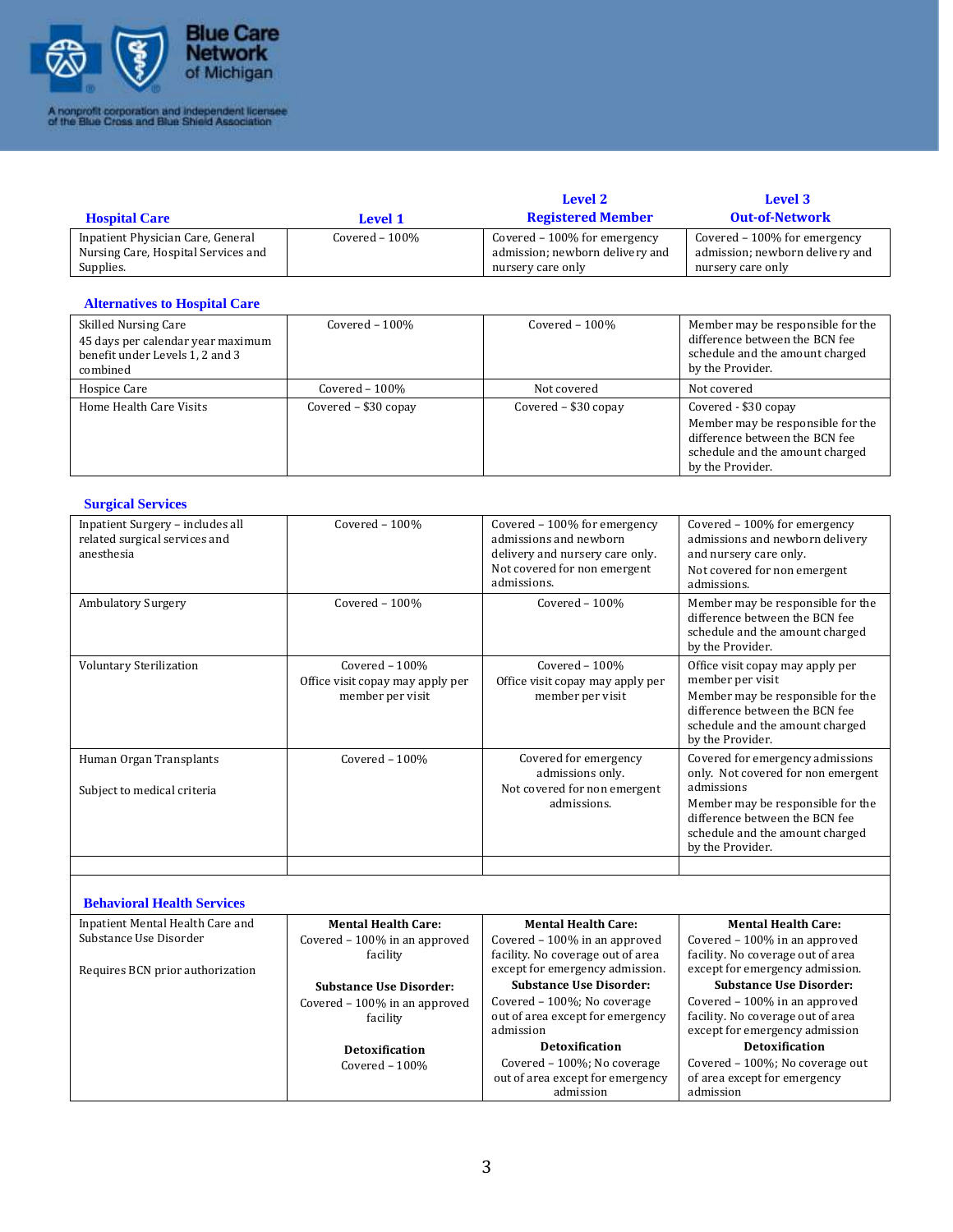Blue Care Network of Michigan

A nonprofit corporation and independent licensee of the Blue Cross and Blue Shield Association

| Hospital Care | Level 1 | Level 2 Registered Member | Level 3 Out-of-Network |
|---|---|---|---|
| Inpatient Physician Care, General Nursing Care, Hospital Services and Supplies. | Covered – 100% | Covered – 100% for emergency admission; newborn delivery and nursery care only | Covered – 100% for emergency admission; newborn delivery and nursery care only |

| Alternatives to Hospital Care | | | |
|---|---|---|---|
| Skilled Nursing Care<br>45 days per calendar year maximum benefit under Levels 1, 2 and 3 combined | Covered – 100% | Covered – 100% | Member may be responsible for the difference between the BCN fee schedule and the amount charged by the Provider. |
| Hospice Care | Covered – 100% | Not covered | Not covered |
| Home Health Care Visits | Covered – $30 copay | Covered – $30 copay | Covered - $30 copay<br>Member may be responsible for the difference between the BCN fee schedule and the amount charged by the Provider. |

| Surgical Services | | | |
|---|---|---|---|
| Inpatient Surgery – includes all related surgical services and anesthesia | Covered – 100% | Covered – 100% for emergency admissions and newborn delivery and nursery care only.<br>Not covered for non emergent admissions. | Covered – 100% for emergency admissions and newborn delivery and nursery care only.<br>Not covered for non emergent admissions. |
| Ambulatory Surgery | Covered – 100% | Covered – 100% | Member may be responsible for the difference between the BCN fee schedule and the amount charged by the Provider. |
| Voluntary Sterilization | Covered – 100%<br>Office visit copay may apply per member per visit | Covered – 100%<br>Office visit copay may apply per member per visit | Office visit copay may apply per member per visit<br>Member may be responsible for the difference between the BCN fee schedule and the amount charged by the Provider. |
| Human Organ Transplants<br><br>Subject to medical criteria | Covered – 100% | Covered for emergency admissions only.<br>Not covered for non emergent admissions. | Covered for emergency admissions only. Not covered for non emergent admissions<br>Member may be responsible for the difference between the BCN fee schedule and the amount charged by the Provider. |

| Behavioral Health Services | | | |
|---|---|---|---|
| Inpatient Mental Health Care and Substance Use Disorder<br><br>Requires BCN prior authorization | **Mental Health Care:**<br>Covered – 100% in an approved facility<br><br>**Substance Use Disorder:**<br>Covered – 100% in an approved facility<br><br>**Detoxification**<br>Covered – 100% | **Mental Health Care:**<br>Covered – 100% in an approved facility. No coverage out of area except for emergency admission.<br>**Substance Use Disorder:**<br>Covered – 100%; No coverage out of area except for emergency admission<br>**Detoxification**<br>Covered – 100%; No coverage out of area except for emergency admission | **Mental Health Care:**<br>Covered – 100% in an approved facility. No coverage out of area except for emergency admission.<br>**Substance Use Disorder:**<br>Covered – 100% in an approved facility. No coverage out of area except for emergency admission<br>**Detoxification**<br>Covered – 100%; No coverage out of area except for emergency admission |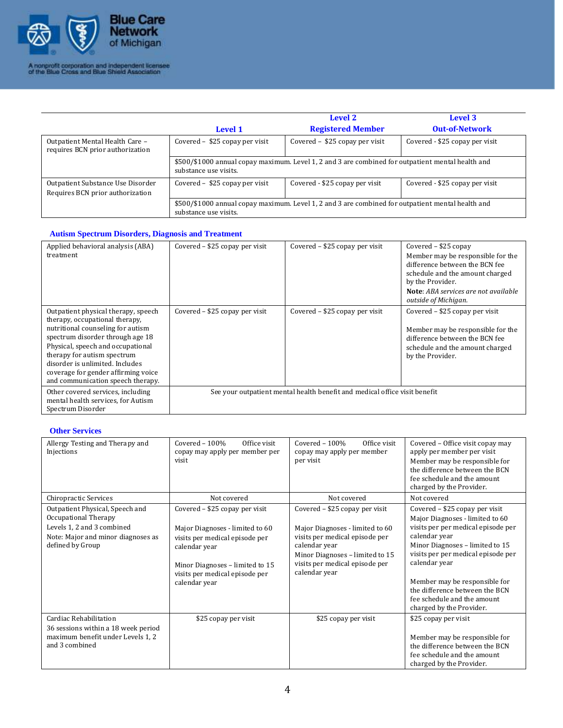| | Level 1 | Level 2 Registered Member | Level 3 Out-of-Network |
|---|---|---|---|
| Outpatient Mental Health Care – requires BCN prior authorization | Covered – $25 copay per visit | Covered – $25 copay per visit | Covered - $25 copay per visit |
| | $500/$1000 annual copay maximum. Level 1, 2 and 3 are combined for outpatient mental health and substance use visits. | | |
| Outpatient Substance Use Disorder Requires BCN prior authorization | Covered – $25 copay per visit | Covered - $25 copay per visit | Covered - $25 copay per visit |
| | $500/$1000 annual copay maximum. Level 1, 2 and 3 are combined for outpatient mental health and substance use visits. | | |

## Autism Spectrum Disorders, Diagnosis and Treatment

| | | | |
|---|---|---|---|
| Applied behavioral analysis (ABA) treatment | Covered – $25 copay per visit | Covered – $25 copay per visit | Covered – $25 copay<br>Member may be responsible for the difference between the BCN fee schedule and the amount charged by the Provider.<br>**Note**: *ABA services are not available outside of Michigan.* |
| Outpatient physical therapy, speech therapy, occupational therapy, nutritional counseling for autism spectrum disorder through age 18 Physical, speech and occupational therapy for autism spectrum disorder is unlimited. Includes coverage for gender affirming voice and communication speech therapy. | Covered – $25 copay per visit | Covered – $25 copay per visit | Covered – $25 copay per visit<br><br>Member may be responsible for the difference between the BCN fee schedule and the amount charged by the Provider. |
| Other covered services, including mental health services, for Autism Spectrum Disorder | See your outpatient mental health benefit and medical office visit benefit | | |

## Other Services

| | | | |
|---|---|---|---|
| Allergy Testing and Therapy and Injections | Covered – 100% Office visit copay may apply per member per visit | Covered – 100% Office visit copay may apply per member per visit | Covered – Office visit copay may apply per member per visit<br>Member may be responsible for the difference between the BCN fee schedule and the amount charged by the Provider. |
| Chiropractic Services | Not covered | Not covered | Not covered |
| Outpatient Physical, Speech and Occupational Therapy<br>Levels 1, 2 and 3 combined<br>Note: Major and minor diagnoses as defined by Group | Covered – $25 copay per visit<br><br>Major Diagnoses - limited to 60 visits per medical episode per calendar year<br><br>Minor Diagnoses – limited to 15 visits per medical episode per calendar year | Covered – $25 copay per visit<br><br>Major Diagnoses - limited to 60 visits per medical episode per calendar year<br>Minor Diagnoses – limited to 15 visits per medical episode per calendar year | Covered – $25 copay per visit<br>Major Diagnoses - limited to 60 visits per per medical episode per calendar year<br>Minor Diagnoses – limited to 15 visits per per medical episode per calendar year<br><br>Member may be responsible for the difference between the BCN fee schedule and the amount charged by the Provider. |
| Cardiac Rehabilitation<br>36 sessions within a 18 week period maximum benefit under Levels 1, 2 and 3 combined | $25 copay per visit | $25 copay per visit | $25 copay per visit<br><br>Member may be responsible for the difference between the BCN fee schedule and the amount charged by the Provider. |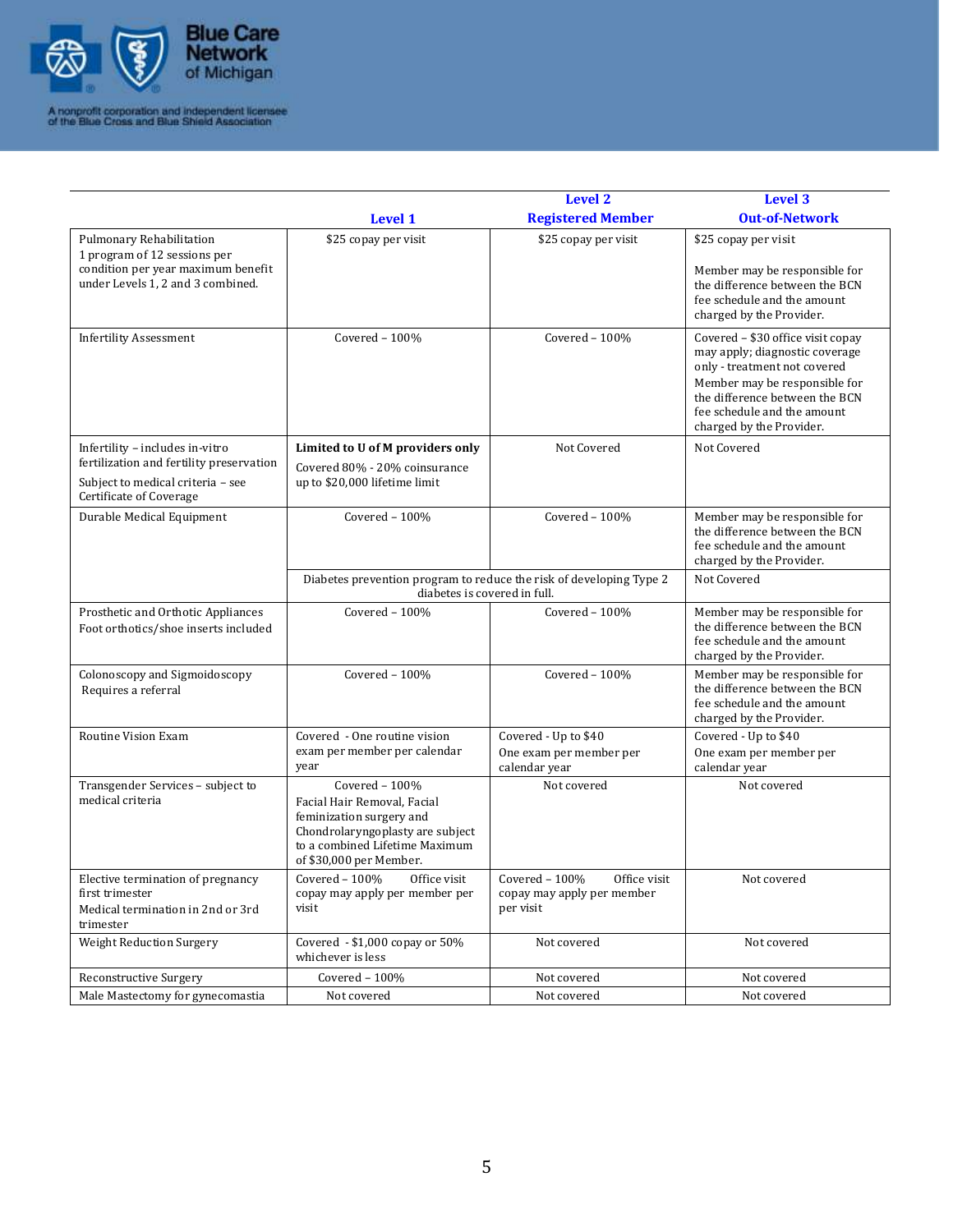| | Level 1 | Level 2 Registered Member | Level 3 Out-of-Network |
|---|---|---|---|
| Pulmonary Rehabilitation<br>1 program of 12 sessions per condition per year maximum benefit under Levels 1, 2 and 3 combined. | $25 copay per visit | $25 copay per visit | $25 copay per visit<br><br>Member may be responsible for the difference between the BCN fee schedule and the amount charged by the Provider. |
| Infertility Assessment | Covered – 100% | Covered – 100% | Covered – $30 office visit copay may apply; diagnostic coverage only - treatment not covered<br>Member may be responsible for the difference between the BCN fee schedule and the amount charged by the Provider. |
| Infertility – includes in-vitro fertilization and fertility preservation<br>Subject to medical criteria – see Certificate of Coverage | **Limited to U of M providers only**<br>Covered 80% - 20% coinsurance up to $20,000 lifetime limit | Not Covered | Not Covered |
| Durable Medical Equipment | Covered – 100% | Covered – 100% | Member may be responsible for the difference between the BCN fee schedule and the amount charged by the Provider. |
| | Diabetes prevention program to reduce the risk of developing Type 2 diabetes is covered in full. | | Not Covered |
| Prosthetic and Orthotic Appliances<br>Foot orthotics/shoe inserts included | Covered – 100% | Covered – 100% | Member may be responsible for the difference between the BCN fee schedule and the amount charged by the Provider. |
| Colonoscopy and Sigmoidoscopy<br>Requires a referral | Covered – 100% | Covered – 100% | Member may be responsible for the difference between the BCN fee schedule and the amount charged by the Provider. |
| Routine Vision Exam | Covered - One routine vision exam per member per calendar year | Covered - Up to $40<br>One exam per member per calendar year | Covered - Up to $40<br>One exam per member per calendar year |
| Transgender Services – subject to medical criteria | Covered – 100%<br>Facial Hair Removal, Facial feminization surgery and Chondrolaryngoplasty are subject to a combined Lifetime Maximum of $30,000 per Member. | Not covered | Not covered |
| Elective termination of pregnancy first trimester<br>Medical termination in 2nd or 3rd trimester | Covered – 100% Office visit copay may apply per member per visit | Covered – 100% Office visit copay may apply per member per visit | Not covered |
| Weight Reduction Surgery | Covered - $1,000 copay or 50% whichever is less | Not covered | Not covered |
| Reconstructive Surgery | Covered – 100% | Not covered | Not covered |
| Male Mastectomy for gynecomastia | Not covered | Not covered | Not covered |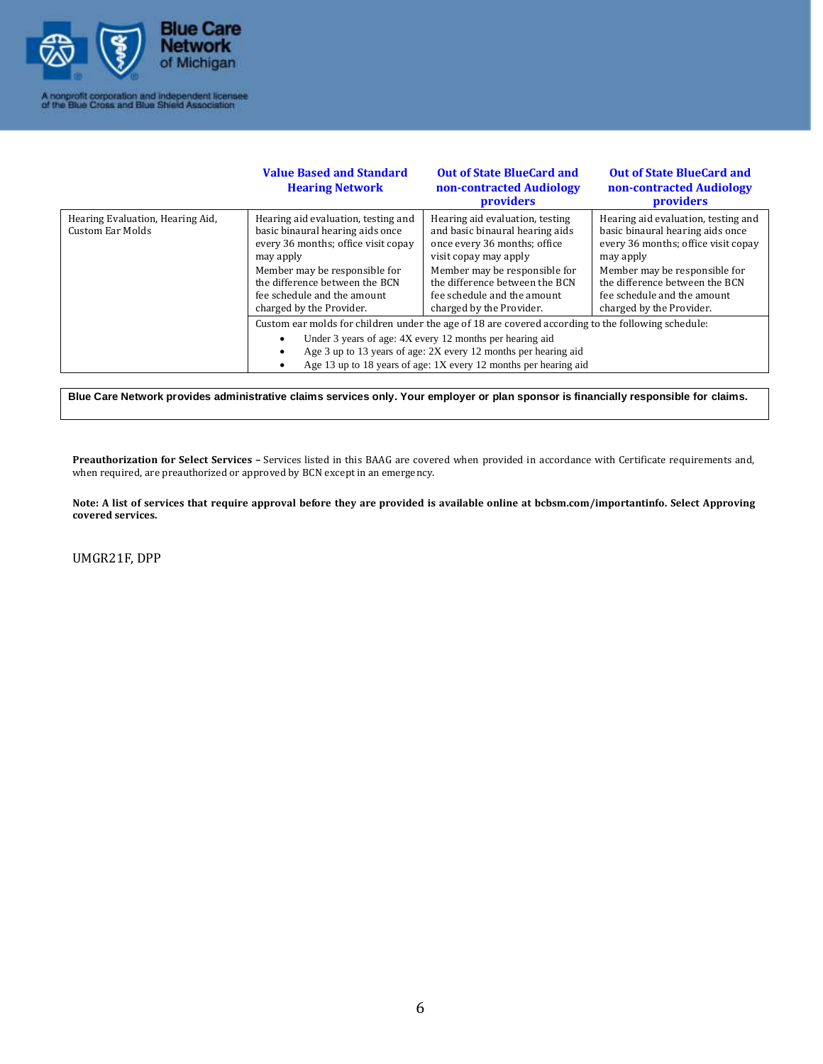| | Value Based and Standard Hearing Network | Out of State BlueCard and non-contracted Audiology providers | Out of State BlueCard and non-contracted Audiology providers |
|---|---|---|---|
| Hearing Evaluation, Hearing Aid, Custom Ear Molds | Hearing aid evaluation, testing and basic binaural hearing aids once every 36 months; office visit copay may apply<br>Member may be responsible for the difference between the BCN fee schedule and the amount charged by the Provider. | Hearing aid evaluation, testing and basic binaural hearing aids once every 36 months; office visit copay may apply<br>Member may be responsible for the difference between the BCN fee schedule and the amount charged by the Provider. | Hearing aid evaluation, testing and basic binaural hearing aids once every 36 months; office visit copay may apply<br>Member may be responsible for the difference between the BCN fee schedule and the amount charged by the Provider. |
| | Custom ear molds for children under the age of 18 are covered according to the following schedule:<br>• Under 3 years of age: 4X every 12 months per hearing aid<br>• Age 3 up to 13 years of age: 2X every 12 months per hearing aid<br>• Age 13 up to 18 years of age: 1X every 12 months per hearing aid | | |

**Blue Care Network provides administrative claims services only. Your employer or plan sponsor is financially responsible for claims.**

**Preauthorization for Select Services –** Services listed in this BAAG are covered when provided in accordance with Certificate requirements and, when required, are preauthorized or approved by BCN except in an emergency.

**Note: A list of services that require approval before they are provided is available online at bcbsm.com/importantinfo. Select Approving covered services.**

UMGR21F, DPP